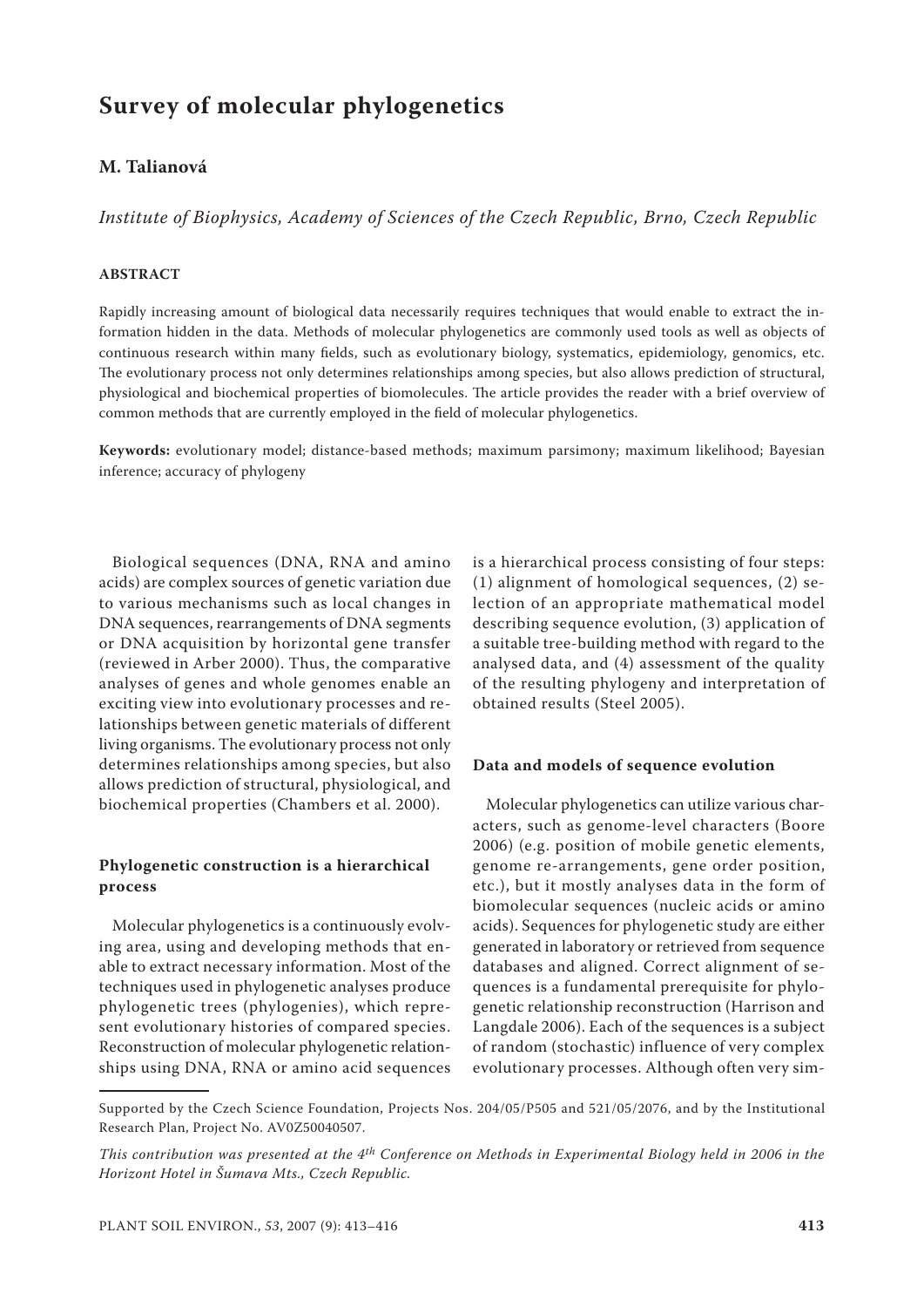# Survey of molecular phylogenetics

**M. Talianová**

*Institute of Biophysics, Academy of Sciences of the Czech Republic, Brno, Czech Republic*

**ABSTRACT**

Rapidly increasing amount of biological data necessarily requires techniques that would enable to extract the information hidden in the data. Methods of molecular phylogenetics are commonly used tools as well as objects of continuous research within many fields, such as evolutionary biology, systematics, epidemiology, genomics, etc. The evolutionary process not only determines relationships among species, but also allows prediction of structural, physiological and biochemical properties of biomolecules. The article provides the reader with a brief overview of common methods that are currently employed in the field of molecular phylogenetics.

**Keywords:** evolutionary model; distance-based methods; maximum parsimony; maximum likelihood; Bayesian inference; accuracy of phylogeny

Biological sequences (DNA, RNA and amino acids) are complex sources of genetic variation due to various mechanisms such as local changes in DNA sequences, rearrangements of DNA segments or DNA acquisition by horizontal gene transfer (reviewed in Arber 2000). Thus, the comparative analyses of genes and whole genomes enable an exciting view into evolutionary processes and relationships between genetic materials of different living organisms. The evolutionary process not only determines relationships among species, but also allows prediction of structural, physiological, and biochemical properties (Chambers et al. 2000).

### Phylogenetic construction is a hierarchical process

Molecular phylogenetics is a continuously evolving area, using and developing methods that enable to extract necessary information. Most of the techniques used in phylogenetic analyses produce phylogenetic trees (phylogenies), which represent evolutionary histories of compared species. Reconstruction of molecular phylogenetic relationships using DNA, RNA or amino acid sequences is a hierarchical process consisting of four steps: (1) alignment of homological sequences, (2) selection of an appropriate mathematical model describing sequence evolution, (3) application of a suitable tree-building method with regard to the analysed data, and (4) assessment of the quality of the resulting phylogeny and interpretation of obtained results (Steel 2005).

### Data and models of sequence evolution

Molecular phylogenetics can utilize various characters, such as genome-level characters (Boore 2006) (e.g. position of mobile genetic elements, genome re-arrangements, gene order position, etc.), but it mostly analyses data in the form of biomolecular sequences (nucleic acids or amino acids). Sequences for phylogenetic study are either generated in laboratory or retrieved from sequence databases and aligned. Correct alignment of sequences is a fundamental prerequisite for phylogenetic relationship reconstruction (Harrison and Langdale 2006). Each of the sequences is a subject of random (stochastic) influence of very complex evolutionary processes. Although often very sim-

Supported by the Czech Science Foundation, Projects Nos. 204/05/P505 and 521/05/2076, and by the Institutional Research Plan, Project No. AV0Z50040507.

*This contribution was presented at the 4[th] Conference on Methods in Experimental Biology held in 2006 in the Horizont Hotel in Šumava Mts., Czech Republic.*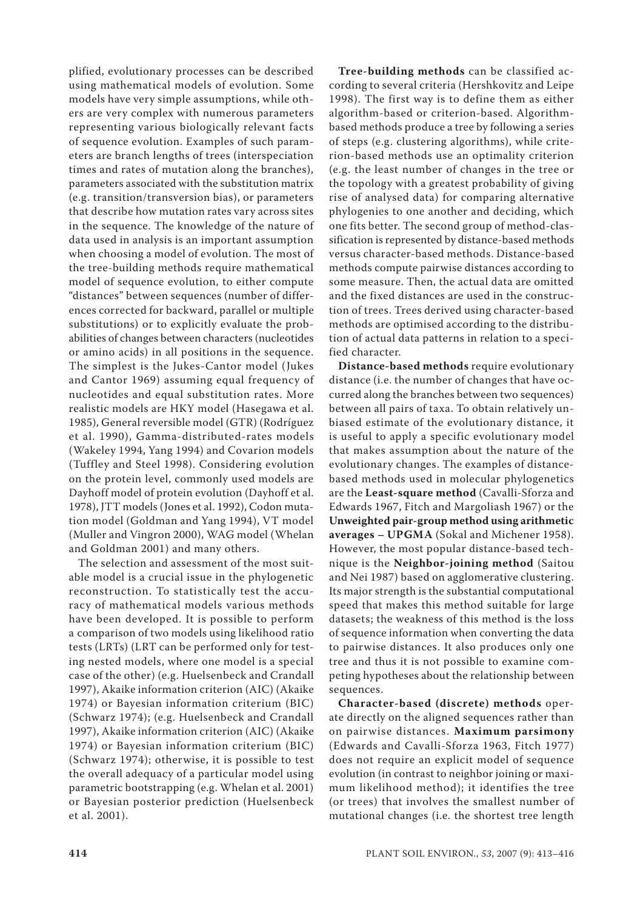plified, evolutionary processes can be described using mathematical models of evolution. Some models have very simple assumptions, while others are very complex with numerous parameters representing various biologically relevant facts of sequence evolution. Examples of such parameters are branch lengths of trees (interspeciation times and rates of mutation along the branches), parameters associated with the substitution matrix (e.g. transition/transversion bias), or parameters that describe how mutation rates vary across sites in the sequence. The knowledge of the nature of data used in analysis is an important assumption when choosing a model of evolution. The most of the tree-building methods require mathematical model of sequence evolution, to either compute "distances" between sequences (number of differences corrected for backward, parallel or multiple substitutions) or to explicitly evaluate the probabilities of changes between characters (nucleotides or amino acids) in all positions in the sequence. The simplest is the Jukes-Cantor model (Jukes and Cantor 1969) assuming equal frequency of nucleotides and equal substitution rates. More realistic models are HKY model (Hasegawa et al. 1985), General reversible model (GTR) (Rodríguez et al. 1990), Gamma-distributed-rates models (Wakeley 1994, Yang 1994) and Covarion models (Tuffley and Steel 1998). Considering evolution on the protein level, commonly used models are Dayhoff model of protein evolution (Dayhoff et al. 1978), JTT models (Jones et al. 1992), Codon mutation model (Goldman and Yang 1994), VT model (Muller and Vingron 2000), WAG model (Whelan and Goldman 2001) and many others.

The selection and assessment of the most suitable model is a crucial issue in the phylogenetic reconstruction. To statistically test the accuracy of mathematical models various methods have been developed. It is possible to perform a comparison of two models using likelihood ratio tests (LRTs) (LRT can be performed only for testing nested models, where one model is a special case of the other) (e.g. Huelsenbeck and Crandall 1997), Akaike information criterion (AIC) (Akaike 1974) or Bayesian information criterium (BIC) (Schwarz 1974); (e.g. Huelsenbeck and Crandall 1997), Akaike information criterion (AIC) (Akaike 1974) or Bayesian information criterium (BIC) (Schwarz 1974); otherwise, it is possible to test the overall adequacy of a particular model using parametric bootstrapping (e.g. Whelan et al. 2001) or Bayesian posterior prediction (Huelsenbeck et al. 2001).

**Tree-building methods** can be classified according to several criteria (Hershkovitz and Leipe 1998). The first way is to define them as either algorithm-based or criterion-based. Algorithm-based methods produce a tree by following a series of steps (e.g. clustering algorithms), while criterion-based methods use an optimality criterion (e.g. the least number of changes in the tree or the topology with a greatest probability of giving rise of analysed data) for comparing alternative phylogenies to one another and deciding, which one fits better. The second group of method-classification is represented by distance-based methods versus character-based methods. Distance-based methods compute pairwise distances according to some measure. Then, the actual data are omitted and the fixed distances are used in the construction of trees. Trees derived using character-based methods are optimised according to the distribution of actual data patterns in relation to a specified character.

**Distance-based methods** require evolutionary distance (i.e. the number of changes that have occurred along the branches between two sequences) between all pairs of taxa. To obtain relatively unbiased estimate of the evolutionary distance, it is useful to apply a specific evolutionary model that makes assumption about the nature of the evolutionary changes. The examples of distance-based methods used in molecular phylogenetics are the **Least-square method** (Cavalli-Sforza and Edwards 1967, Fitch and Margoliash 1967) or the **Unweighted pair-group method using arithmetic averages – UPGMA** (Sokal and Michener 1958). However, the most popular distance-based technique is the **Neighbor-joining method** (Saitou and Nei 1987) based on agglomerative clustering. Its major strength is the substantial computational speed that makes this method suitable for large datasets; the weakness of this method is the loss of sequence information when converting the data to pairwise distances. It also produces only one tree and thus it is not possible to examine competing hypotheses about the relationship between sequences.

**Character-based (discrete) methods** operate directly on the aligned sequences rather than on pairwise distances. **Maximum parsimony** (Edwards and Cavalli-Sforza 1963, Fitch 1977) does not require an explicit model of sequence evolution (in contrast to neighbor joining or maximum likelihood method); it identifies the tree (or trees) that involves the smallest number of mutational changes (i.e. the shortest tree length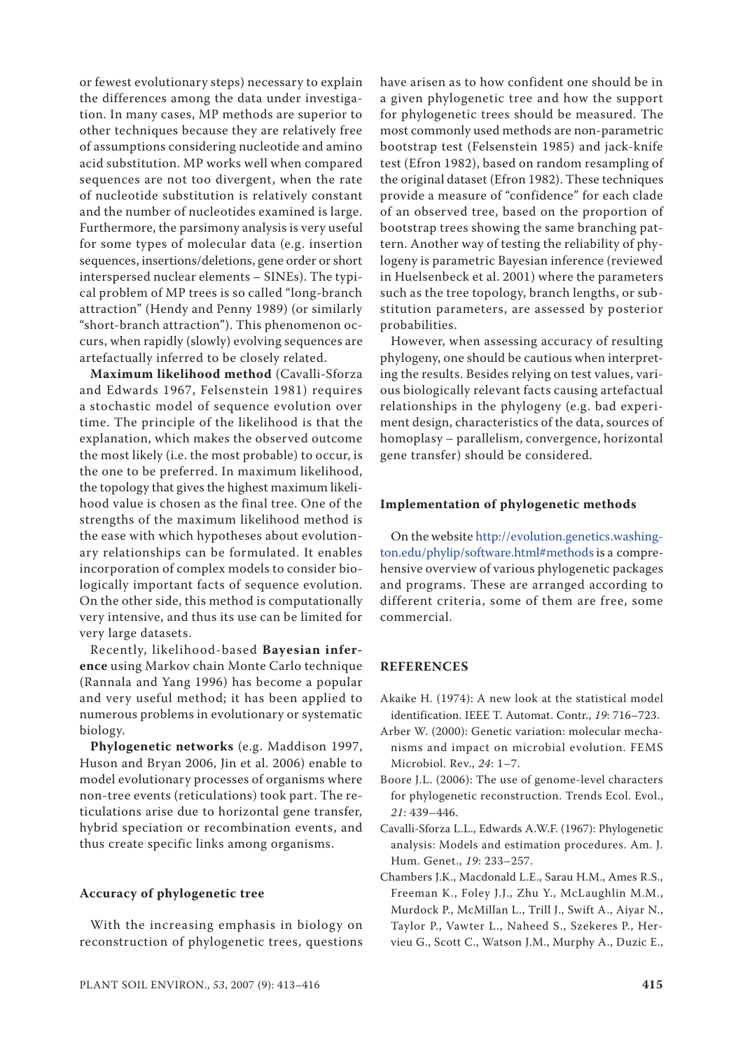or fewest evolutionary steps) necessary to explain the differences among the data under investigation. In many cases, MP methods are superior to other techniques because they are relatively free of assumptions considering nucleotide and amino acid substitution. MP works well when compared sequences are not too divergent, when the rate of nucleotide substitution is relatively constant and the number of nucleotides examined is large. Furthermore, the parsimony analysis is very useful for some types of molecular data (e.g. insertion sequences, insertions/deletions, gene order or short interspersed nuclear elements – SINEs). The typical problem of MP trees is so called "long-branch attraction" (Hendy and Penny 1989) (or similarly "short-branch attraction"). This phenomenon occurs, when rapidly (slowly) evolving sequences are artefactually inferred to be closely related.

**Maximum likelihood method** (Cavalli-Sforza and Edwards 1967, Felsenstein 1981) requires a stochastic model of sequence evolution over time. The principle of the likelihood is that the explanation, which makes the observed outcome the most likely (i.e. the most probable) to occur, is the one to be preferred. In maximum likelihood, the topology that gives the highest maximum likelihood value is chosen as the final tree. One of the strengths of the maximum likelihood method is the ease with which hypotheses about evolutionary relationships can be formulated. It enables incorporation of complex models to consider biologically important facts of sequence evolution. On the other side, this method is computationally very intensive, and thus its use can be limited for very large datasets.

Recently, likelihood-based **Bayesian inference** using Markov chain Monte Carlo technique (Rannala and Yang 1996) has become a popular and very useful method; it has been applied to numerous problems in evolutionary or systematic biology.

**Phylogenetic networks** (e.g. Maddison 1997, Huson and Bryan 2006, Jin et al. 2006) enable to model evolutionary processes of organisms where non-tree events (reticulations) took part. The reticulations arise due to horizontal gene transfer, hybrid speciation or recombination events, and thus create specific links among organisms.

### Accuracy of phylogenetic tree

With the increasing emphasis in biology on reconstruction of phylogenetic trees, questions have arisen as to how confident one should be in a given phylogenetic tree and how the support for phylogenetic trees should be measured. The most commonly used methods are non-parametric bootstrap test (Felsenstein 1985) and jack-knife test (Efron 1982), based on random resampling of the original dataset (Efron 1982). These techniques provide a measure of "confidence" for each clade of an observed tree, based on the proportion of bootstrap trees showing the same branching pattern. Another way of testing the reliability of phylogeny is parametric Bayesian inference (reviewed in Huelsenbeck et al. 2001) where the parameters such as the tree topology, branch lengths, or substitution parameters, are assessed by posterior probabilities.

However, when assessing accuracy of resulting phylogeny, one should be cautious when interpreting the results. Besides relying on test values, various biologically relevant facts causing artefactual relationships in the phylogeny (e.g. bad experiment design, characteristics of the data, sources of homoplasy – parallelism, convergence, horizontal gene transfer) should be considered.

### Implementation of phylogenetic methods

On the website http://evolution.genetics.washington.edu/phylip/software.html#methods is a comprehensive overview of various phylogenetic packages and programs. These are arranged according to different criteria, some of them are free, some commercial.

## REFERENCES

Akaike H. (1974): A new look at the statistical model identification. IEEE T. Automat. Contr., *19*: 716–723.

Arber W. (2000): Genetic variation: molecular mechanisms and impact on microbial evolution. FEMS Microbiol. Rev., *24*: 1–7.

Boore J.L. (2006): The use of genome-level characters for phylogenetic reconstruction. Trends Ecol. Evol., *21*: 439–446.

Cavalli-Sforza L.L., Edwards A.W.F. (1967): Phylogenetic analysis: Models and estimation procedures. Am. J. Hum. Genet., *19*: 233–257.

Chambers J.K., Macdonald L.E., Sarau H.M., Ames R.S., Freeman K., Foley J.J., Zhu Y., McLaughlin M.M., Murdock P., McMillan L., Trill J., Swift A., Aiyar N., Taylor P., Vawter L., Naheed S., Szekeres P., Hervieu G., Scott C., Watson J.M., Murphy A., Duzic E.,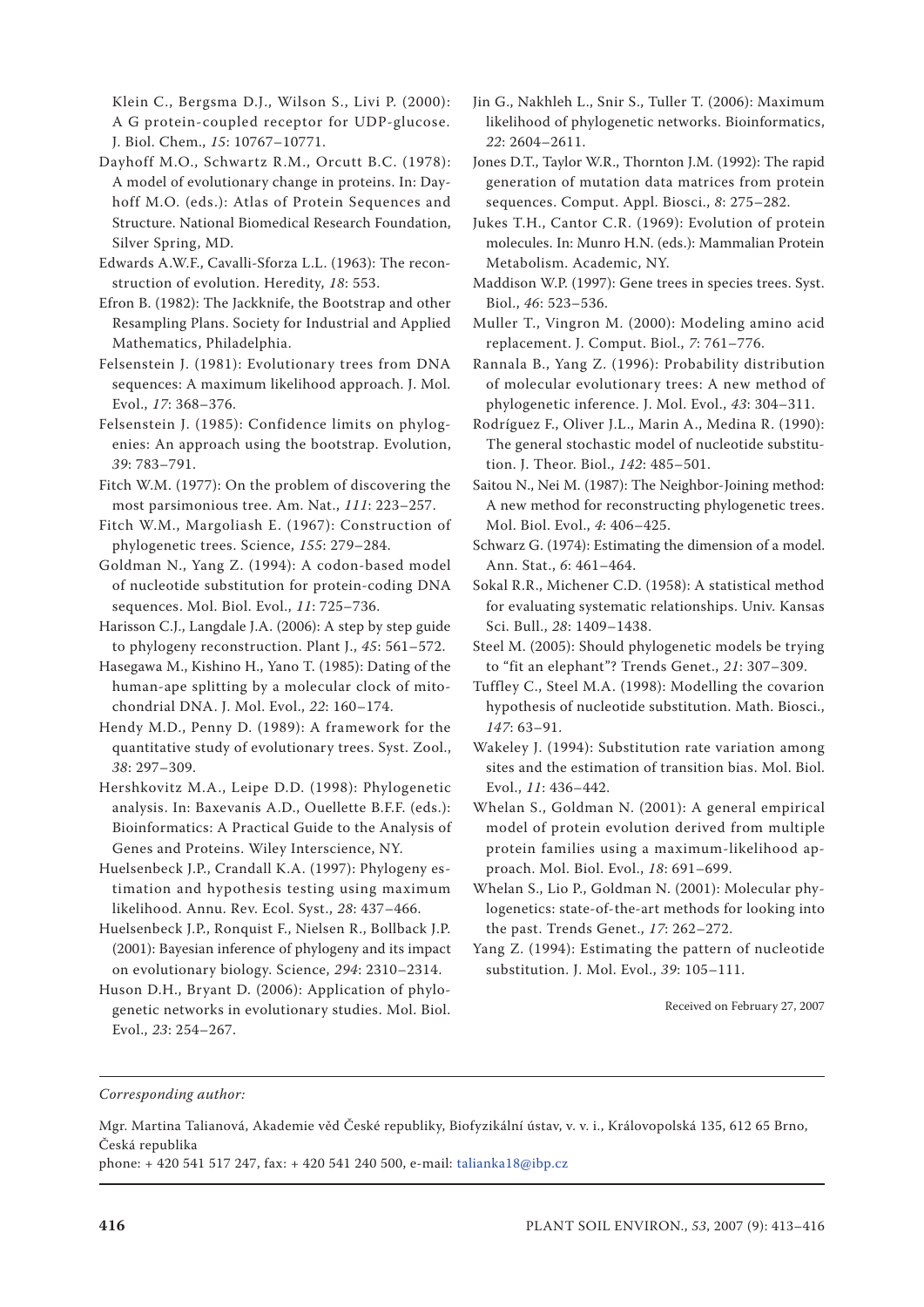Klein C., Bergsma D.J., Wilson S., Livi P. (2000): A G protein-coupled receptor for UDP-glucose. J. Biol. Chem., *15*: 10767–10771.

Dayhoff M.O., Schwartz R.M., Orcutt B.C. (1978): A model of evolutionary change in proteins. In: Dayhoff M.O. (eds.): Atlas of Protein Sequences and Structure. National Biomedical Research Foundation, Silver Spring, MD.

Edwards A.W.F., Cavalli-Sforza L.L. (1963): The reconstruction of evolution. Heredity, *18*: 553.

Efron B. (1982): The Jackknife, the Bootstrap and other Resampling Plans. Society for Industrial and Applied Mathematics, Philadelphia.

Felsenstein J. (1981): Evolutionary trees from DNA sequences: A maximum likelihood approach. J. Mol. Evol., *17*: 368–376.

Felsenstein J. (1985): Confidence limits on phylogenies: An approach using the bootstrap. Evolution, *39*: 783–791.

Fitch W.M. (1977): On the problem of discovering the most parsimonious tree. Am. Nat., *111*: 223–257.

Fitch W.M., Margoliash E. (1967): Construction of phylogenetic trees. Science, *155*: 279–284.

Goldman N., Yang Z. (1994): A codon-based model of nucleotide substitution for protein-coding DNA sequences. Mol. Biol. Evol., *11*: 725–736.

Harisson C.J., Langdale J.A. (2006): A step by step guide to phylogeny reconstruction. Plant J., *45*: 561–572.

Hasegawa M., Kishino H., Yano T. (1985): Dating of the human-ape splitting by a molecular clock of mitochondrial DNA. J. Mol. Evol., *22*: 160–174.

Hendy M.D., Penny D. (1989): A framework for the quantitative study of evolutionary trees. Syst. Zool., *38*: 297–309.

Hershkovitz M.A., Leipe D.D. (1998): Phylogenetic analysis. In: Baxevanis A.D., Ouellette B.F.F. (eds.): Bioinformatics: A Practical Guide to the Analysis of Genes and Proteins. Wiley Interscience, NY.

Huelsenbeck J.P., Crandall K.A. (1997): Phylogeny estimation and hypothesis testing using maximum likelihood. Annu. Rev. Ecol. Syst., *28*: 437–466.

Huelsenbeck J.P., Ronquist F., Nielsen R., Bollback J.P. (2001): Bayesian inference of phylogeny and its impact on evolutionary biology. Science, *294*: 2310–2314.

Huson D.H., Bryant D. (2006): Application of phylogenetic networks in evolutionary studies. Mol. Biol. Evol., *23*: 254–267.

Jin G., Nakhleh L., Snir S., Tuller T. (2006): Maximum likelihood of phylogenetic networks. Bioinformatics, *22*: 2604–2611.

Jones D.T., Taylor W.R., Thornton J.M. (1992): The rapid generation of mutation data matrices from protein sequences. Comput. Appl. Biosci., *8*: 275–282.

Jukes T.H., Cantor C.R. (1969): Evolution of protein molecules. In: Munro H.N. (eds.): Mammalian Protein Metabolism. Academic, NY.

Maddison W.P. (1997): Gene trees in species trees. Syst. Biol., *46*: 523–536.

Muller T., Vingron M. (2000): Modeling amino acid replacement. J. Comput. Biol., *7*: 761–776.

Rannala B., Yang Z. (1996): Probability distribution of molecular evolutionary trees: A new method of phylogenetic inference. J. Mol. Evol., *43*: 304–311.

Rodríguez F., Oliver J.L., Marin A., Medina R. (1990): The general stochastic model of nucleotide substitution. J. Theor. Biol., *142*: 485–501.

Saitou N., Nei M. (1987): The Neighbor-Joining method: A new method for reconstructing phylogenetic trees. Mol. Biol. Evol., *4*: 406–425.

Schwarz G. (1974): Estimating the dimension of a model. Ann. Stat., *6*: 461–464.

Sokal R.R., Michener C.D. (1958): A statistical method for evaluating systematic relationships. Univ. Kansas Sci. Bull., *28*: 1409–1438.

Steel M. (2005): Should phylogenetic models be trying to "fit an elephant"? Trends Genet., *21*: 307–309.

Tuffley C., Steel M.A. (1998): Modelling the covarion hypothesis of nucleotide substitution. Math. Biosci., *147*: 63–91.

Wakeley J. (1994): Substitution rate variation among sites and the estimation of transition bias. Mol. Biol. Evol., *11*: 436–442.

Whelan S., Goldman N. (2001): A general empirical model of protein evolution derived from multiple protein families using a maximum-likelihood approach. Mol. Biol. Evol., *18*: 691–699.

Whelan S., Lio P., Goldman N. (2001): Molecular phylogenetics: state-of-the-art methods for looking into the past. Trends Genet., *17*: 262–272.

Yang Z. (1994): Estimating the pattern of nucleotide substitution. J. Mol. Evol., *39*: 105–111.

Received on February 27, 2007

*Corresponding author:*

Mgr. Martina Talianová, Akademie věd České republiky, Biofyzikální ústav, v. v. i., Královopolská 135, 612 65 Brno, Česká republika

phone: + 420 541 517 247, fax: + 420 541 240 500, e-mail: talianka18@ibp.cz